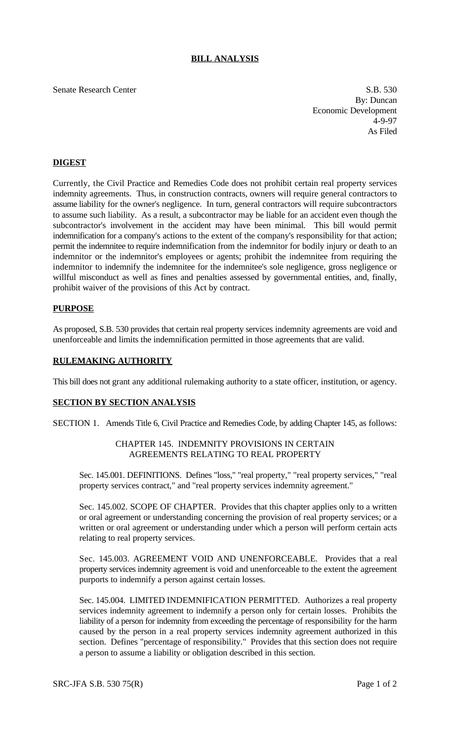# BILL ANALYSIS

Senate Research Center

S.B. 530
By: Duncan
Economic Development
4-9-97
As Filed

## DIGEST

Currently, the Civil Practice and Remedies Code does not prohibit certain real property services indemnity agreements. Thus, in construction contracts, owners will require general contractors to assume liability for the owner's negligence. In turn, general contractors will require subcontractors to assume such liability. As a result, a subcontractor may be liable for an accident even though the subcontractor's involvement in the accident may have been minimal. This bill would permit indemnification for a company's actions to the extent of the company's responsibility for that action; permit the indemnitee to require indemnification from the indemnitor for bodily injury or death to an indemnitor or the indemnitor's employees or agents; prohibit the indemnitee from requiring the indemnitor to indemnify the indemnitee for the indemnitee's sole negligence, gross negligence or willful misconduct as well as fines and penalties assessed by governmental entities, and, finally, prohibit waiver of the provisions of this Act by contract.

## PURPOSE

As proposed, S.B. 530 provides that certain real property services indemnity agreements are void and unenforceable and limits the indemnification permitted in those agreements that are valid.

## RULEMAKING AUTHORITY

This bill does not grant any additional rulemaking authority to a state officer, institution, or agency.

## SECTION BY SECTION ANALYSIS

SECTION 1. Amends Title 6, Civil Practice and Remedies Code, by adding Chapter 145, as follows:

CHAPTER 145. INDEMNITY PROVISIONS IN CERTAIN AGREEMENTS RELATING TO REAL PROPERTY

Sec. 145.001. DEFINITIONS. Defines "loss," "real property," "real property services," "real property services contract," and "real property services indemnity agreement."

Sec. 145.002. SCOPE OF CHAPTER. Provides that this chapter applies only to a written or oral agreement or understanding concerning the provision of real property services; or a written or oral agreement or understanding under which a person will perform certain acts relating to real property services.

Sec. 145.003. AGREEMENT VOID AND UNENFORCEABLE. Provides that a real property services indemnity agreement is void and unenforceable to the extent the agreement purports to indemnify a person against certain losses.

Sec. 145.004. LIMITED INDEMNIFICATION PERMITTED. Authorizes a real property services indemnity agreement to indemnify a person only for certain losses. Prohibits the liability of a person for indemnity from exceeding the percentage of responsibility for the harm caused by the person in a real property services indemnity agreement authorized in this section. Defines "percentage of responsibility." Provides that this section does not require a person to assume a liability or obligation described in this section.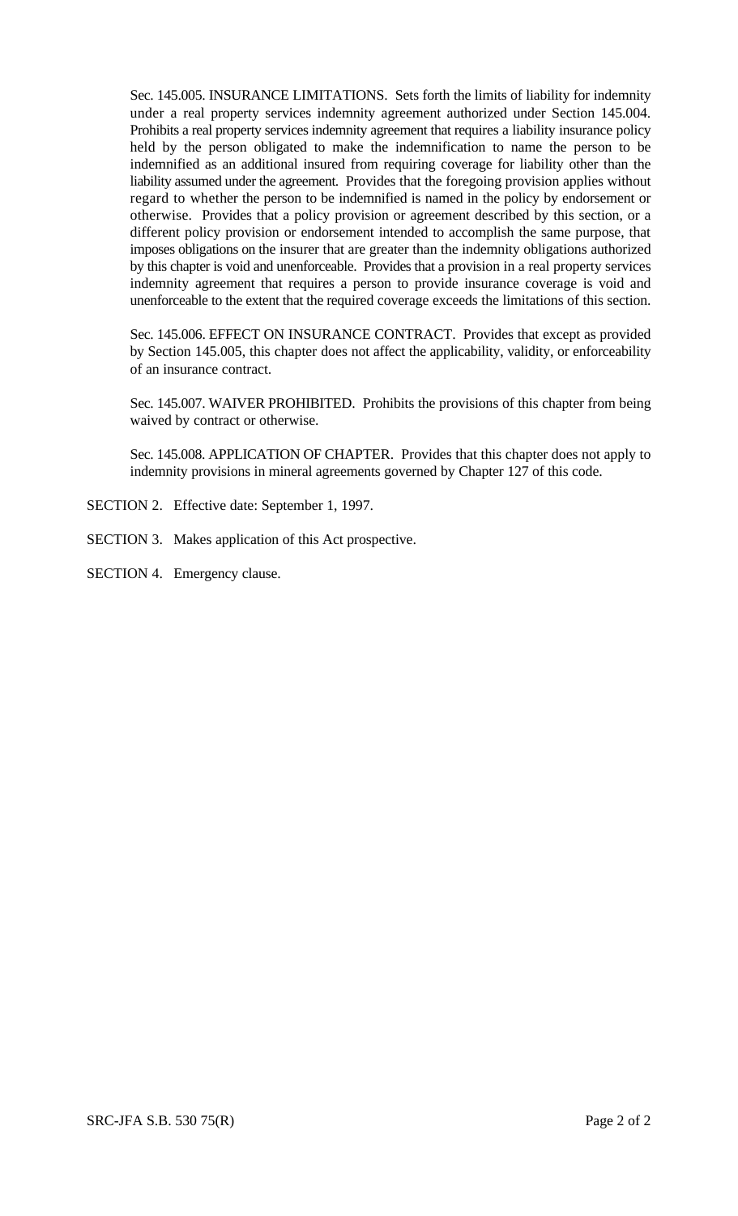Sec. 145.005. INSURANCE LIMITATIONS. Sets forth the limits of liability for indemnity under a real property services indemnity agreement authorized under Section 145.004. Prohibits a real property services indemnity agreement that requires a liability insurance policy held by the person obligated to make the indemnification to name the person to be indemnified as an additional insured from requiring coverage for liability other than the liability assumed under the agreement. Provides that the foregoing provision applies without regard to whether the person to be indemnified is named in the policy by endorsement or otherwise. Provides that a policy provision or agreement described by this section, or a different policy provision or endorsement intended to accomplish the same purpose, that imposes obligations on the insurer that are greater than the indemnity obligations authorized by this chapter is void and unenforceable. Provides that a provision in a real property services indemnity agreement that requires a person to provide insurance coverage is void and unenforceable to the extent that the required coverage exceeds the limitations of this section.

Sec. 145.006. EFFECT ON INSURANCE CONTRACT. Provides that except as provided by Section 145.005, this chapter does not affect the applicability, validity, or enforceability of an insurance contract.

Sec. 145.007. WAIVER PROHIBITED. Prohibits the provisions of this chapter from being waived by contract or otherwise.

Sec. 145.008. APPLICATION OF CHAPTER. Provides that this chapter does not apply to indemnity provisions in mineral agreements governed by Chapter 127 of this code.

SECTION 2. Effective date: September 1, 1997.

SECTION 3. Makes application of this Act prospective.

SECTION 4. Emergency clause.